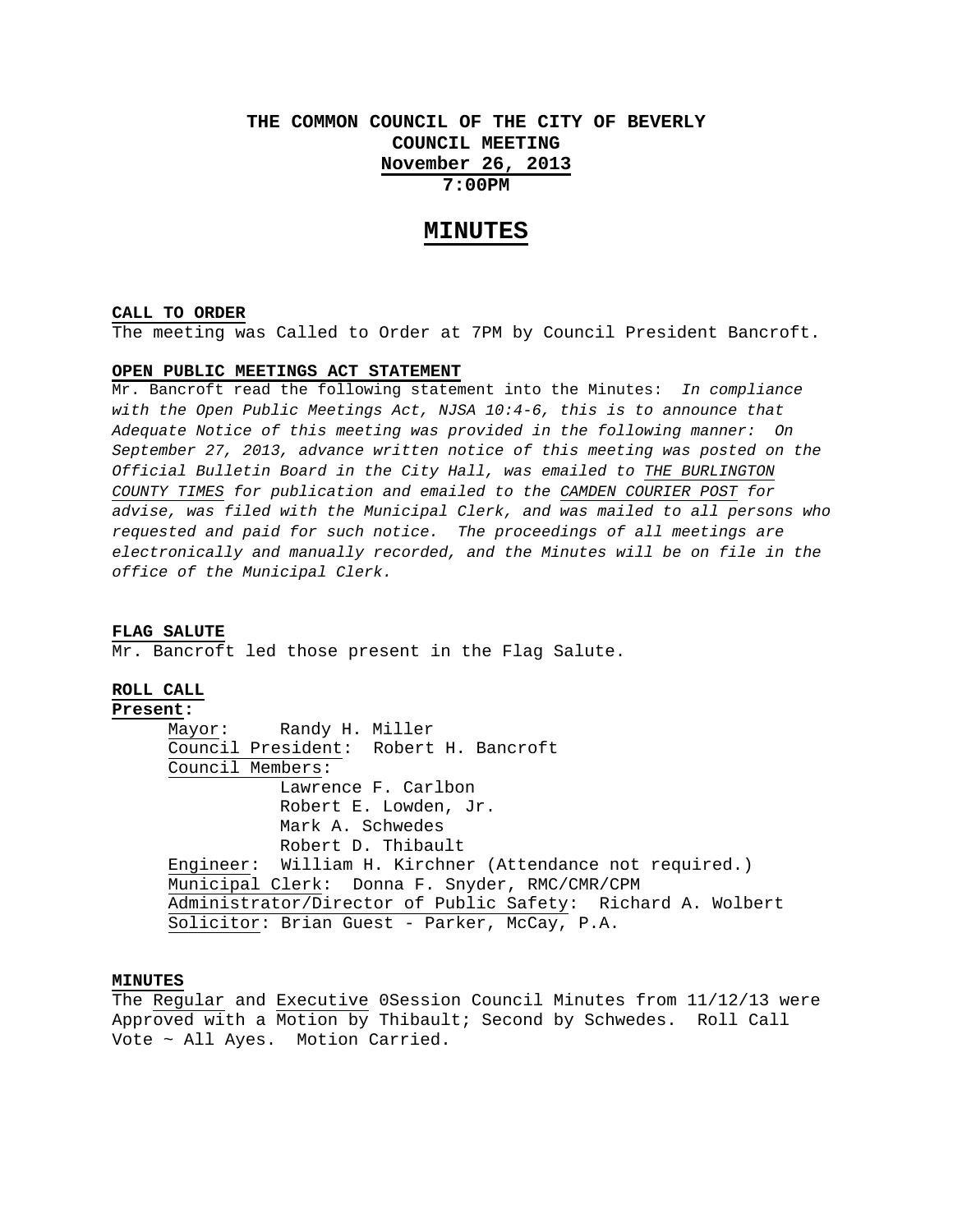# THE COMMON COUNCIL OF THE CITY OF BEVERLY
## COUNCIL MEETING
## November 26, 2013
## 7:00PM

# MINUTES

**CALL TO ORDER**

The meeting was Called to Order at 7PM by Council President Bancroft.

**OPEN PUBLIC MEETINGS ACT STATEMENT**

Mr. Bancroft read the following statement into the Minutes: *In compliance with the Open Public Meetings Act, NJSA 10:4-6, this is to announce that Adequate Notice of this meeting was provided in the following manner: On September 27, 2013, advance written notice of this meeting was posted on the Official Bulletin Board in the City Hall, was emailed to THE BURLINGTON COUNTY TIMES for publication and emailed to the CAMDEN COURIER POST for advise, was filed with the Municipal Clerk, and was mailed to all persons who requested and paid for such notice. The proceedings of all meetings are electronically and manually recorded, and the Minutes will be on file in the office of the Municipal Clerk.*

**FLAG SALUTE**

Mr. Bancroft led those present in the Flag Salute.

**ROLL CALL**

**Present:**

Mayor: Randy H. Miller
Council President: Robert H. Bancroft
Council Members:
Lawrence F. Carlbon
Robert E. Lowden, Jr.
Mark A. Schwedes
Robert D. Thibault
Engineer: William H. Kirchner (Attendance not required.)
Municipal Clerk: Donna F. Snyder, RMC/CMR/CPM
Administrator/Director of Public Safety: Richard A. Wolbert
Solicitor: Brian Guest - Parker, McCay, P.A.

**MINUTES**

The Regular and Executive 0Session Council Minutes from 11/12/13 were Approved with a Motion by Thibault; Second by Schwedes. Roll Call Vote ~ All Ayes. Motion Carried.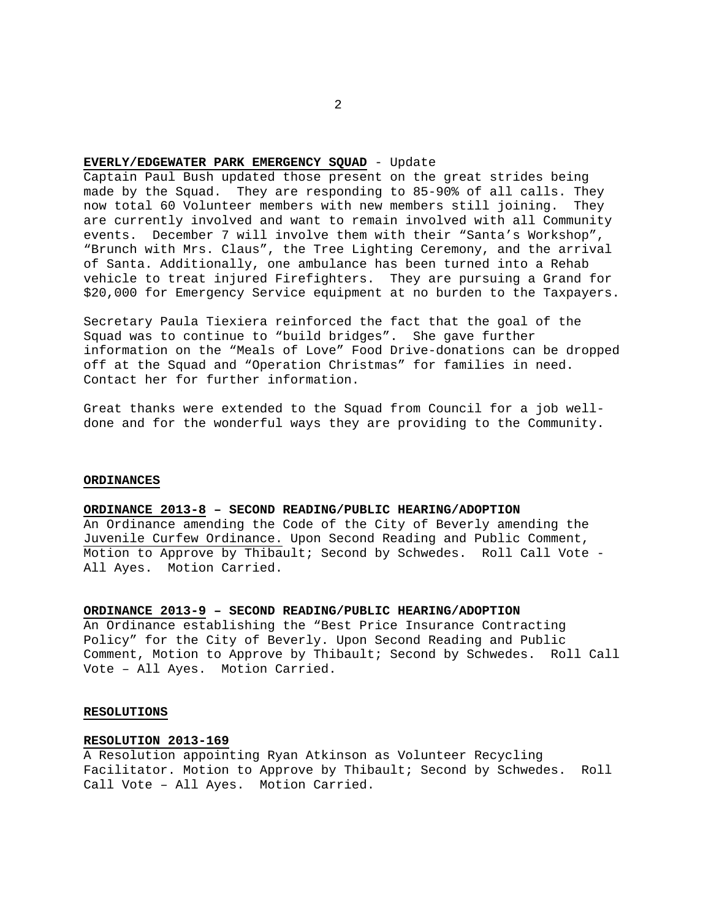**EVERLY/EDGEWATER PARK EMERGENCY SQUAD** - Update

Captain Paul Bush updated those present on the great strides being made by the Squad. They are responding to 85-90% of all calls. They now total 60 Volunteer members with new members still joining. They are currently involved and want to remain involved with all Community events. December 7 will involve them with their "Santa's Workshop", "Brunch with Mrs. Claus", the Tree Lighting Ceremony, and the arrival of Santa. Additionally, one ambulance has been turned into a Rehab vehicle to treat injured Firefighters. They are pursuing a Grand for $20,000 for Emergency Service equipment at no burden to the Taxpayers.

Secretary Paula Tiexiera reinforced the fact that the goal of the Squad was to continue to "build bridges". She gave further information on the "Meals of Love" Food Drive-donations can be dropped off at the Squad and "Operation Christmas" for families in need. Contact her for further information.

Great thanks were extended to the Squad from Council for a job well-done and for the wonderful ways they are providing to the Community.

## ORDINANCES

**ORDINANCE 2013-8 – SECOND READING/PUBLIC HEARING/ADOPTION**

An Ordinance amending the Code of the City of Beverly amending the Juvenile Curfew Ordinance. Upon Second Reading and Public Comment, Motion to Approve by Thibault; Second by Schwedes. Roll Call Vote - All Ayes. Motion Carried.

**ORDINANCE 2013-9 – SECOND READING/PUBLIC HEARING/ADOPTION**

An Ordinance establishing the "Best Price Insurance Contracting Policy" for the City of Beverly. Upon Second Reading and Public Comment, Motion to Approve by Thibault; Second by Schwedes. Roll Call Vote – All Ayes. Motion Carried.

## RESOLUTIONS

**RESOLUTION 2013-169**

A Resolution appointing Ryan Atkinson as Volunteer Recycling Facilitator. Motion to Approve by Thibault; Second by Schwedes. Roll Call Vote – All Ayes. Motion Carried.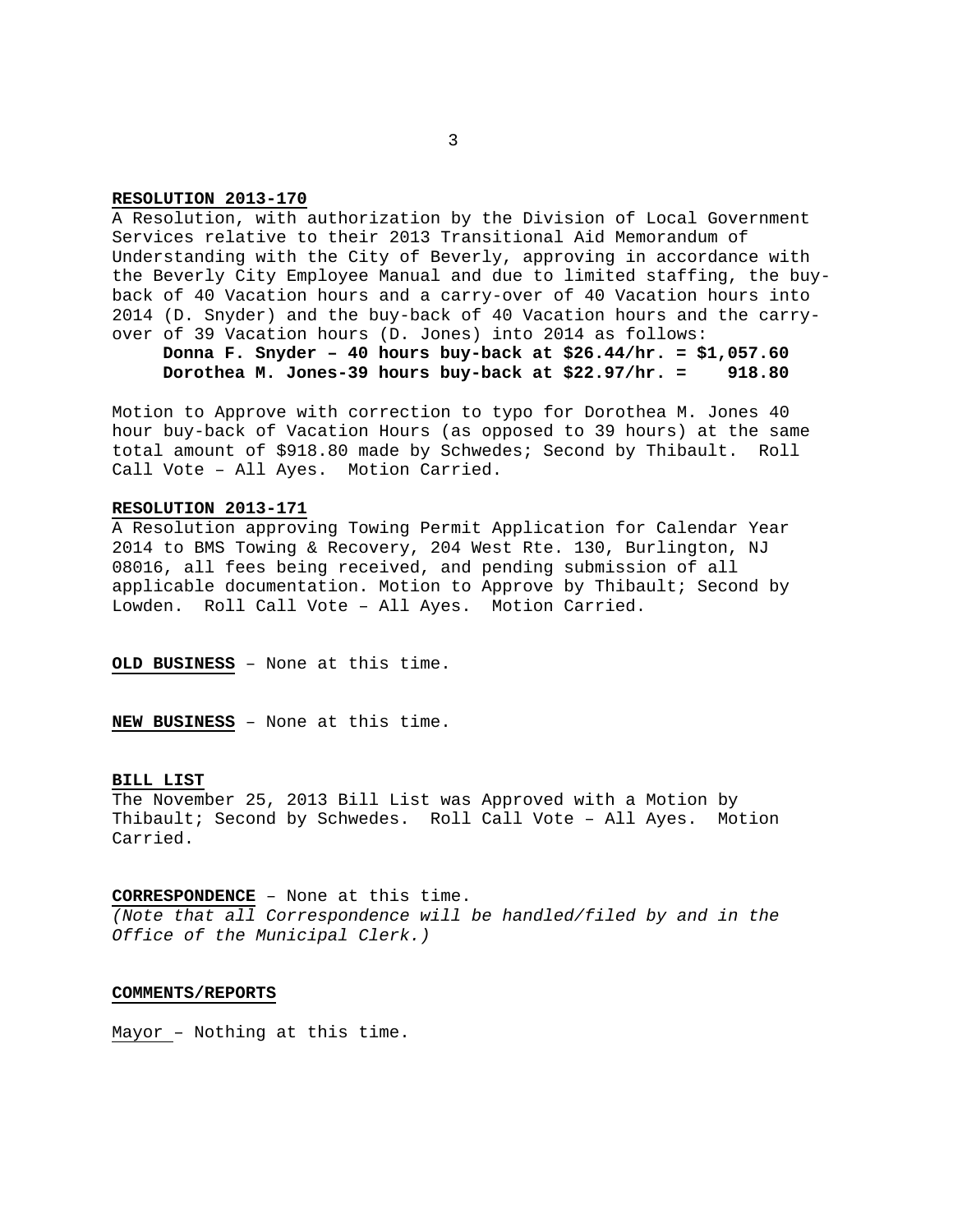**RESOLUTION 2013-170**

A Resolution, with authorization by the Division of Local Government Services relative to their 2013 Transitional Aid Memorandum of Understanding with the City of Beverly, approving in accordance with the Beverly City Employee Manual and due to limited staffing, the buy-back of 40 Vacation hours and a carry-over of 40 Vacation hours into 2014 (D. Snyder) and the buy-back of 40 Vacation hours and the carry-over of 39 Vacation hours (D. Jones) into 2014 as follows:

**Donna F. Snyder – 40 hours buy-back at $26.44/hr. = $1,057.60**
**Dorothea M. Jones-39 hours buy-back at $22.97/hr. = 918.80**

Motion to Approve with correction to typo for Dorothea M. Jones 40 hour buy-back of Vacation Hours (as opposed to 39 hours) at the same total amount of $918.80 made by Schwedes; Second by Thibault. Roll Call Vote – All Ayes. Motion Carried.

**RESOLUTION 2013-171**

A Resolution approving Towing Permit Application for Calendar Year 2014 to BMS Towing & Recovery, 204 West Rte. 130, Burlington, NJ 08016, all fees being received, and pending submission of all applicable documentation. Motion to Approve by Thibault; Second by Lowden. Roll Call Vote – All Ayes. Motion Carried.

**OLD BUSINESS** – None at this time.

**NEW BUSINESS** – None at this time.

**BILL LIST**

The November 25, 2013 Bill List was Approved with a Motion by Thibault; Second by Schwedes. Roll Call Vote – All Ayes. Motion Carried.

**CORRESPONDENCE** – None at this time.
*(Note that all Correspondence will be handled/filed by and in the Office of the Municipal Clerk.)*

**COMMENTS/REPORTS**

Mayor – Nothing at this time.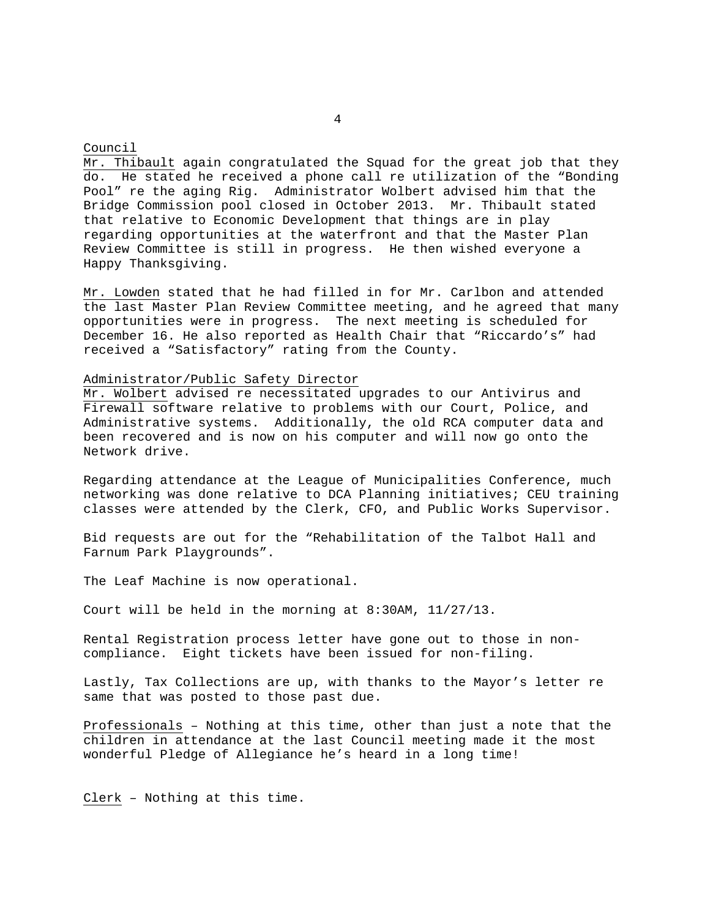Council

Mr. Thibault again congratulated the Squad for the great job that they do. He stated he received a phone call re utilization of the "Bonding Pool" re the aging Rig. Administrator Wolbert advised him that the Bridge Commission pool closed in October 2013. Mr. Thibault stated that relative to Economic Development that things are in play regarding opportunities at the waterfront and that the Master Plan Review Committee is still in progress. He then wished everyone a Happy Thanksgiving.

Mr. Lowden stated that he had filled in for Mr. Carlbon and attended the last Master Plan Review Committee meeting, and he agreed that many opportunities were in progress. The next meeting is scheduled for December 16. He also reported as Health Chair that "Riccardo's" had received a "Satisfactory" rating from the County.

Administrator/Public Safety Director

Mr. Wolbert advised re necessitated upgrades to our Antivirus and Firewall software relative to problems with our Court, Police, and Administrative systems. Additionally, the old RCA computer data and been recovered and is now on his computer and will now go onto the Network drive.

Regarding attendance at the League of Municipalities Conference, much networking was done relative to DCA Planning initiatives; CEU training classes were attended by the Clerk, CFO, and Public Works Supervisor.

Bid requests are out for the "Rehabilitation of the Talbot Hall and Farnum Park Playgrounds".

The Leaf Machine is now operational.

Court will be held in the morning at 8:30AM, 11/27/13.

Rental Registration process letter have gone out to those in non-compliance. Eight tickets have been issued for non-filing.

Lastly, Tax Collections are up, with thanks to the Mayor's letter re same that was posted to those past due.

Professionals – Nothing at this time, other than just a note that the children in attendance at the last Council meeting made it the most wonderful Pledge of Allegiance he's heard in a long time!

Clerk – Nothing at this time.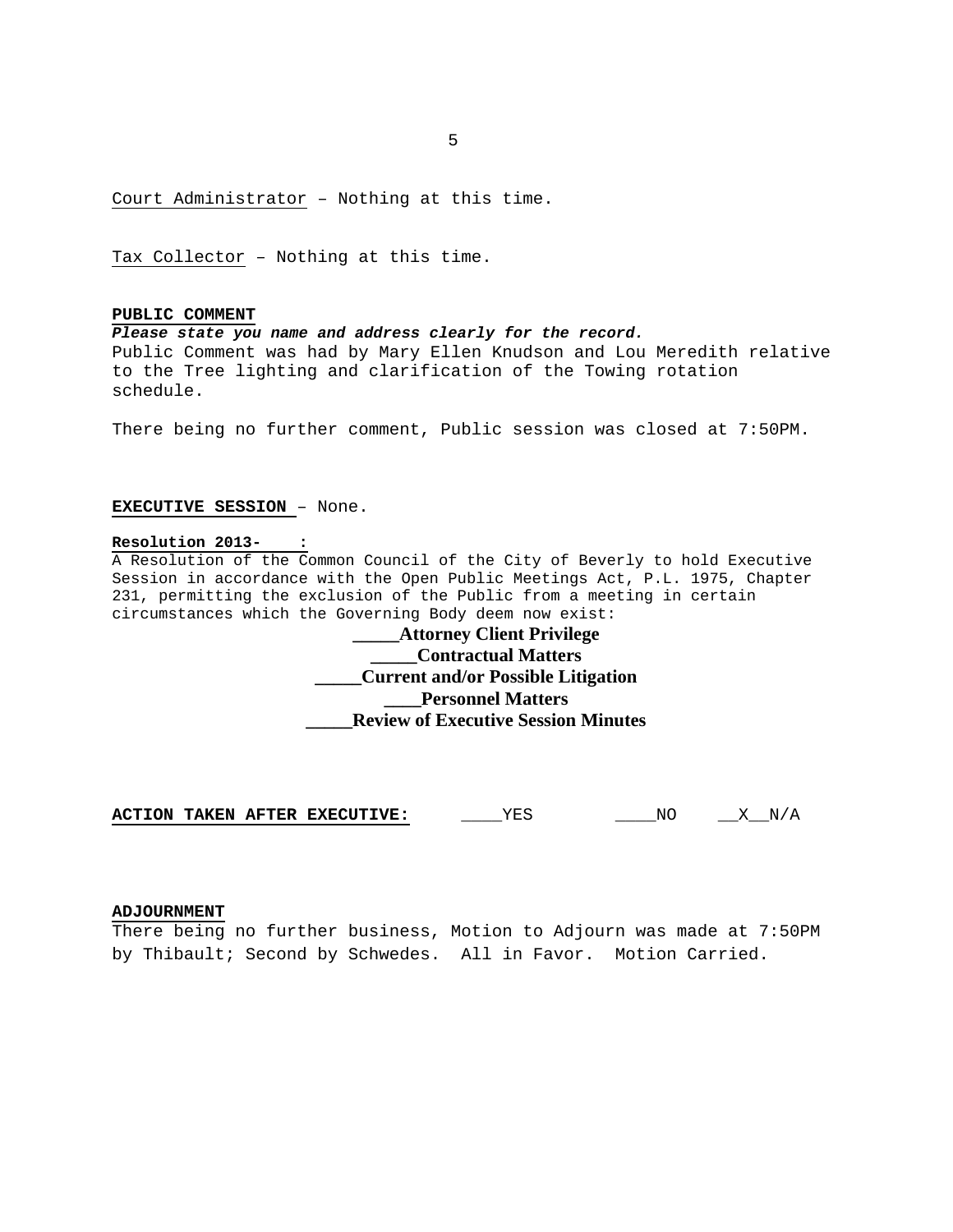Court Administrator – Nothing at this time.

Tax Collector – Nothing at this time.

**PUBLIC COMMENT**

***Please state you name and address clearly for the record.***

Public Comment was had by Mary Ellen Knudson and Lou Meredith relative to the Tree lighting and clarification of the Towing rotation schedule.

There being no further comment, Public session was closed at 7:50PM.

**EXECUTIVE SESSION** – None.

**Resolution 2013-     :**

A Resolution of the Common Council of the City of Beverly to hold Executive Session in accordance with the Open Public Meetings Act, P.L. 1975, Chapter 231, permitting the exclusion of the Public from a meeting in certain circumstances which the Governing Body deem now exist:

**_____Attorney Client Privilege**

**_____Contractual Matters**

**_____Current and/or Possible Litigation**

**____Personnel Matters**

**_____Review of Executive Session Minutes**

**ACTION TAKEN AFTER EXECUTIVE:** ____YES ____NO __X__N/A

**ADJOURNMENT**

There being no further business, Motion to Adjourn was made at 7:50PM by Thibault; Second by Schwedes. All in Favor. Motion Carried.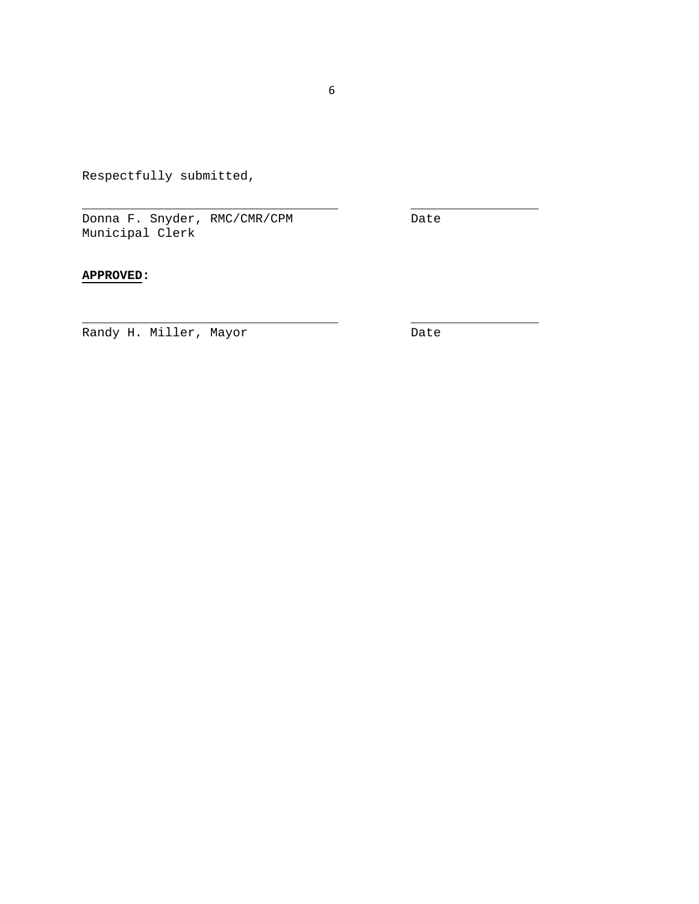Respectfully submitted,

\_\_\_\_\_\_\_\_\_\_\_\_\_\_\_\_\_\_\_\_\_\_\_\_\_\_\_\_\_\_\_\_\_\_ \_\_\_\_\_\_\_\_\_\_\_\_\_\_\_\_\_

Donna F. Snyder, RMC/CMR/CPM Date
Municipal Clerk

**APPROVED**:

\_\_\_\_\_\_\_\_\_\_\_\_\_\_\_\_\_\_\_\_\_\_\_\_\_\_\_\_\_\_\_\_\_\_ \_\_\_\_\_\_\_\_\_\_\_\_\_\_\_\_\_

Randy H. Miller, Mayor Date